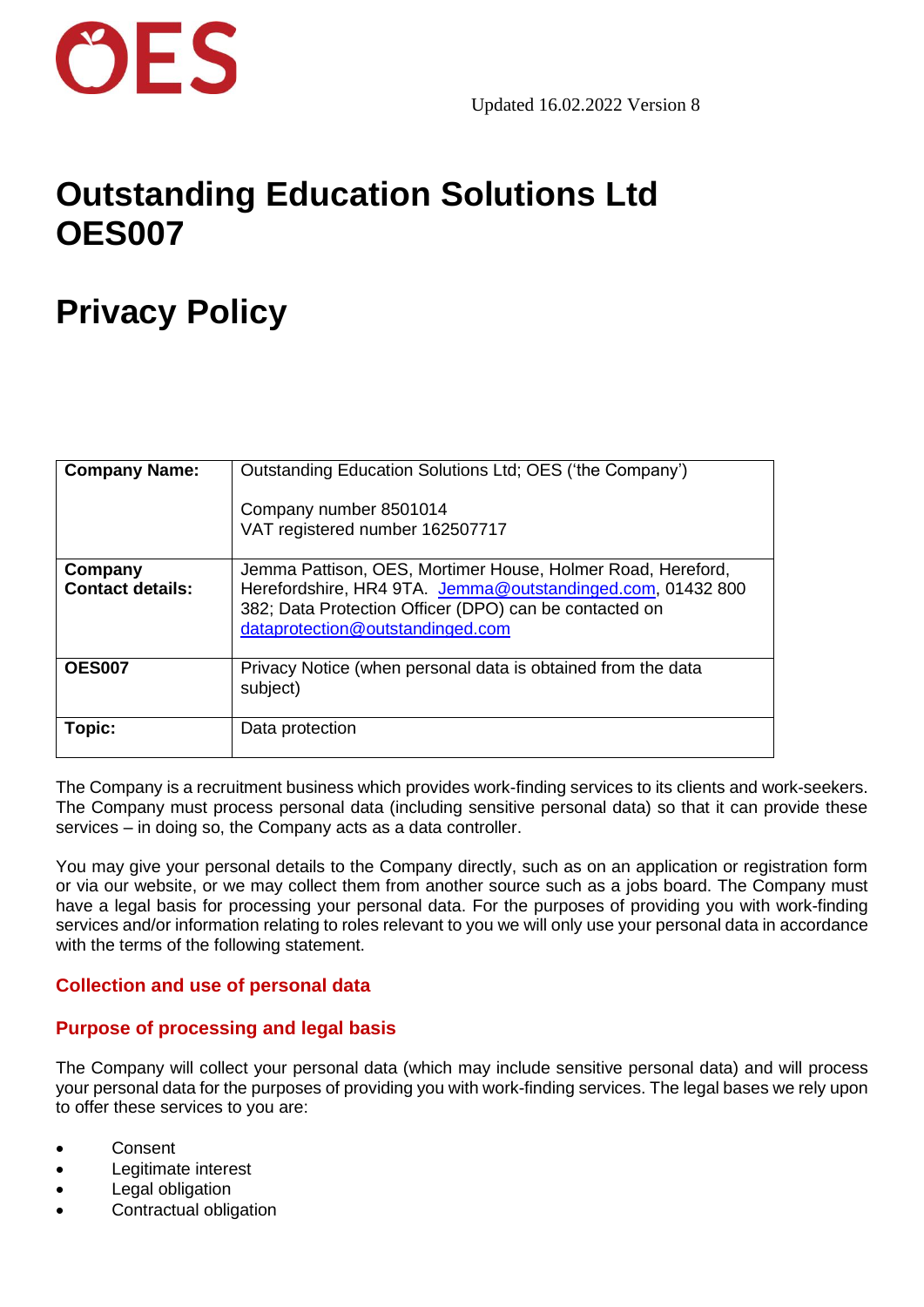OES

Updated 16.02.2022 Version 8

# Outstanding Education Solutions Ltd OES007

# Privacy Policy

| **Company Name:** | Outstanding Education Solutions Ltd; OES ('the Company')<br><br>Company number 8501014<br>VAT registered number 162507717 |
|---|---|
| **Company Contact details:** | Jemma Pattison, OES, Mortimer House, Holmer Road, Hereford, Herefordshire, HR4 9TA. Jemma@outstandinged.com, 01432 800 382; Data Protection Officer (DPO) can be contacted on dataprotection@outstandinged.com |
| **OES007** | Privacy Notice (when personal data is obtained from the data subject) |
| **Topic:** | Data protection |

The Company is a recruitment business which provides work-finding services to its clients and work-seekers. The Company must process personal data (including sensitive personal data) so that it can provide these services – in doing so, the Company acts as a data controller.

You may give your personal details to the Company directly, such as on an application or registration form or via our website, or we may collect them from another source such as a jobs board. The Company must have a legal basis for processing your personal data. For the purposes of providing you with work-finding services and/or information relating to roles relevant to you we will only use your personal data in accordance with the terms of the following statement.

## Collection and use of personal data

### Purpose of processing and legal basis

The Company will collect your personal data (which may include sensitive personal data) and will process your personal data for the purposes of providing you with work-finding services. The legal bases we rely upon to offer these services to you are:

- Consent
- Legitimate interest
- Legal obligation
- Contractual obligation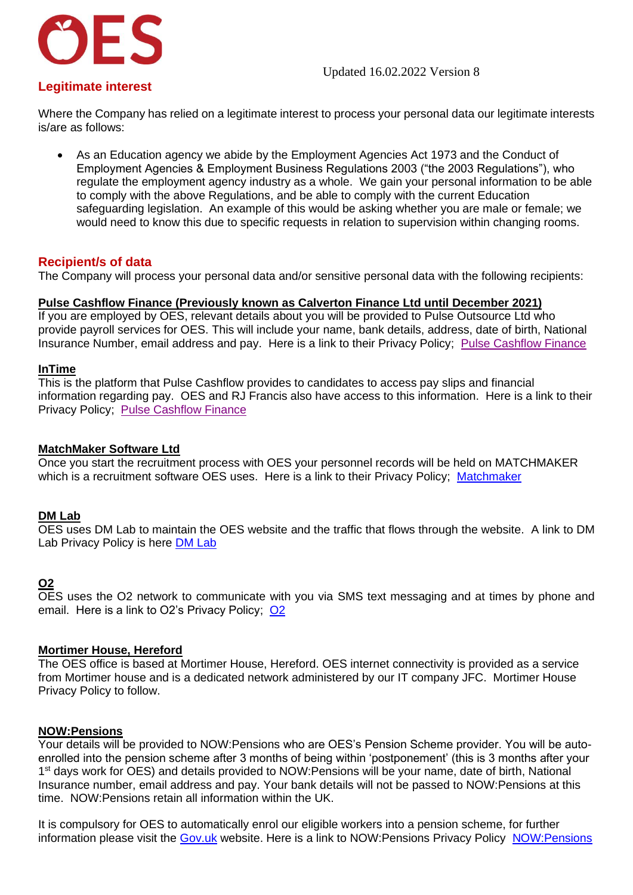## Legitimate interest

Where the Company has relied on a legitimate interest to process your personal data our legitimate interests is/are as follows:

- As an Education agency we abide by the Employment Agencies Act 1973 and the Conduct of Employment Agencies & Employment Business Regulations 2003 ("the 2003 Regulations"), who regulate the employment agency industry as a whole. We gain your personal information to be able to comply with the above Regulations, and be able to comply with the current Education safeguarding legislation. An example of this would be asking whether you are male or female; we would need to know this due to specific requests in relation to supervision within changing rooms.

## Recipient/s of data

The Company will process your personal data and/or sensitive personal data with the following recipients:

### Pulse Cashflow Finance (Previously known as Calverton Finance Ltd until December 2021)

If you are employed by OES, relevant details about you will be provided to Pulse Outsource Ltd who provide payroll services for OES. This will include your name, bank details, address, date of birth, National Insurance Number, email address and pay. Here is a link to their Privacy Policy; Pulse Cashflow Finance

### InTime

This is the platform that Pulse Cashflow provides to candidates to access pay slips and financial information regarding pay. OES and RJ Francis also have access to this information. Here is a link to their Privacy Policy; Pulse Cashflow Finance

### MatchMaker Software Ltd

Once you start the recruitment process with OES your personnel records will be held on MATCHMAKER which is a recruitment software OES uses. Here is a link to their Privacy Policy; Matchmaker

### DM Lab

OES uses DM Lab to maintain the OES website and the traffic that flows through the website. A link to DM Lab Privacy Policy is here DM Lab

### O2

OES uses the O2 network to communicate with you via SMS text messaging and at times by phone and email. Here is a link to O2's Privacy Policy; O2

### Mortimer House, Hereford

The OES office is based at Mortimer House, Hereford. OES internet connectivity is provided as a service from Mortimer house and is a dedicated network administered by our IT company JFC. Mortimer House Privacy Policy to follow.

### NOW:Pensions

Your details will be provided to NOW:Pensions who are OES's Pension Scheme provider. You will be auto-enrolled into the pension scheme after 3 months of being within 'postponement' (this is 3 months after your 1st days work for OES) and details provided to NOW:Pensions will be your name, date of birth, National Insurance number, email address and pay. Your bank details will not be passed to NOW:Pensions at this time. NOW:Pensions retain all information within the UK.

It is compulsory for OES to automatically enrol our eligible workers into a pension scheme, for further information please visit the Gov.uk website. Here is a link to NOW:Pensions Privacy Policy NOW:Pensions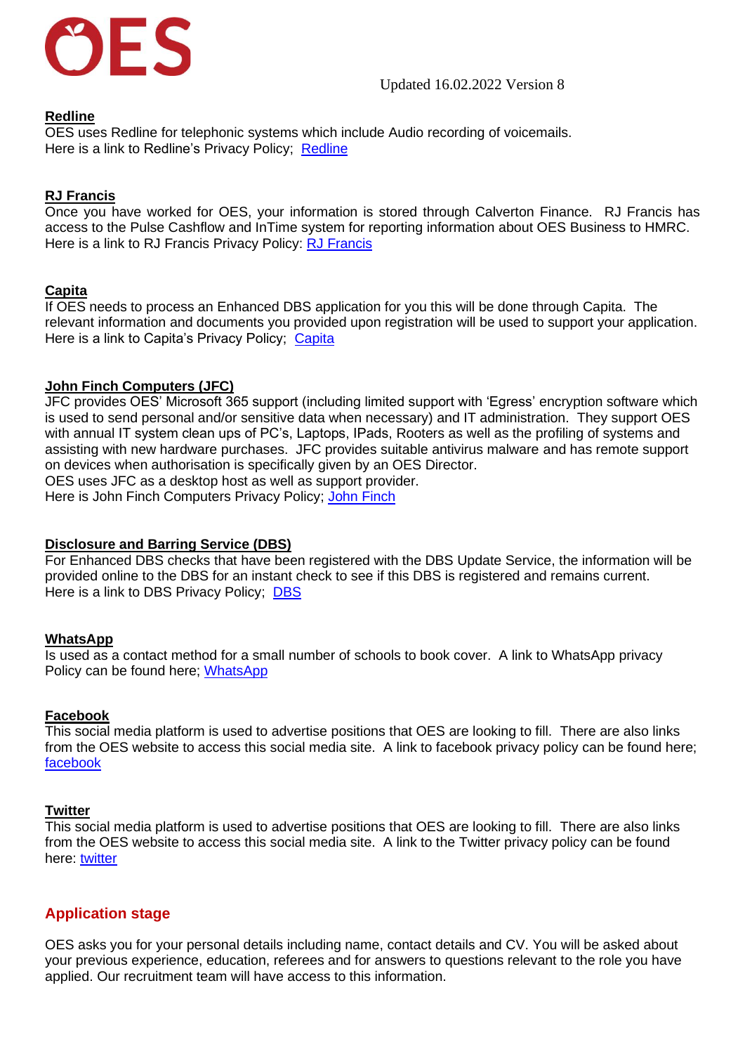**Redline**
OES uses Redline for telephonic systems which include Audio recording of voicemails.
Here is a link to Redline's Privacy Policy; Redline

**RJ Francis**
Once you have worked for OES, your information is stored through Calverton Finance. RJ Francis has access to the Pulse Cashflow and InTime system for reporting information about OES Business to HMRC.
Here is a link to RJ Francis Privacy Policy: RJ Francis

**Capita**
If OES needs to process an Enhanced DBS application for you this will be done through Capita. The relevant information and documents you provided upon registration will be used to support your application.
Here is a link to Capita's Privacy Policy; Capita

**John Finch Computers (JFC)**
JFC provides OES' Microsoft 365 support (including limited support with 'Egress' encryption software which is used to send personal and/or sensitive data when necessary) and IT administration. They support OES with annual IT system clean ups of PC's, Laptops, IPads, Rooters as well as the profiling of systems and assisting with new hardware purchases. JFC provides suitable antivirus malware and has remote support on devices when authorisation is specifically given by an OES Director.
OES uses JFC as a desktop host as well as support provider.
Here is John Finch Computers Privacy Policy; John Finch

**Disclosure and Barring Service (DBS)**
For Enhanced DBS checks that have been registered with the DBS Update Service, the information will be provided online to the DBS for an instant check to see if this DBS is registered and remains current.
Here is a link to DBS Privacy Policy; DBS

**WhatsApp**
Is used as a contact method for a small number of schools to book cover. A link to WhatsApp privacy Policy can be found here; WhatsApp

**Facebook**
This social media platform is used to advertise positions that OES are looking to fill. There are also links from the OES website to access this social media site. A link to facebook privacy policy can be found here; facebook

**Twitter**
This social media platform is used to advertise positions that OES are looking to fill. There are also links from the OES website to access this social media site. A link to the Twitter privacy policy can be found here: twitter

## Application stage

OES asks you for your personal details including name, contact details and CV. You will be asked about your previous experience, education, referees and for answers to questions relevant to the role you have applied. Our recruitment team will have access to this information.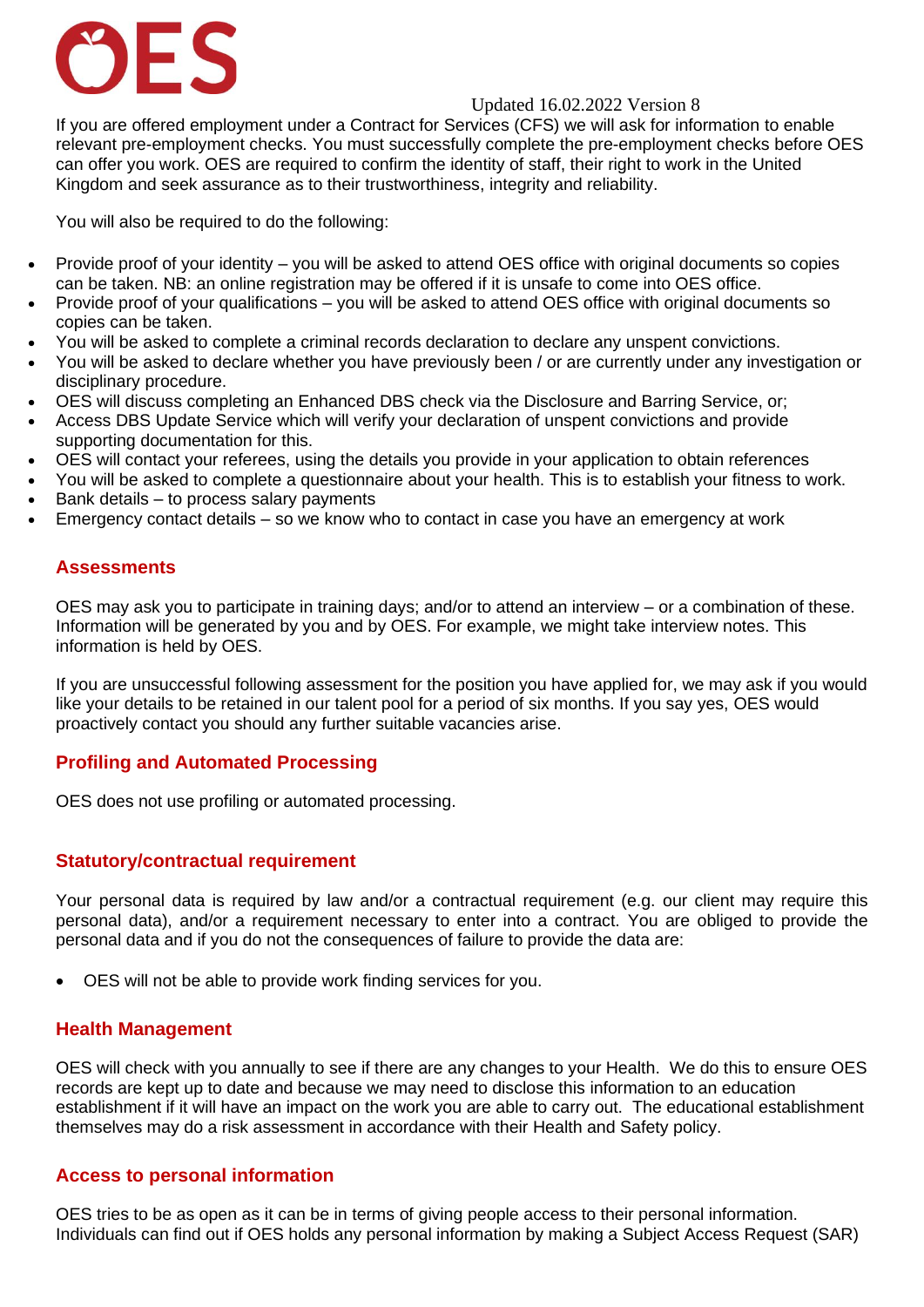Updated 16.02.2022 Version 8

If you are offered employment under a Contract for Services (CFS) we will ask for information to enable relevant pre-employment checks. You must successfully complete the pre-employment checks before OES can offer you work. OES are required to confirm the identity of staff, their right to work in the United Kingdom and seek assurance as to their trustworthiness, integrity and reliability.

You will also be required to do the following:

- Provide proof of your identity – you will be asked to attend OES office with original documents so copies can be taken. NB: an online registration may be offered if it is unsafe to come into OES office.
- Provide proof of your qualifications – you will be asked to attend OES office with original documents so copies can be taken.
- You will be asked to complete a criminal records declaration to declare any unspent convictions.
- You will be asked to declare whether you have previously been / or are currently under any investigation or disciplinary procedure.
- OES will discuss completing an Enhanced DBS check via the Disclosure and Barring Service, or;
- Access DBS Update Service which will verify your declaration of unspent convictions and provide supporting documentation for this.
- OES will contact your referees, using the details you provide in your application to obtain references
- You will be asked to complete a questionnaire about your health. This is to establish your fitness to work.
- Bank details – to process salary payments
- Emergency contact details – so we know who to contact in case you have an emergency at work

## Assessments

OES may ask you to participate in training days; and/or to attend an interview – or a combination of these. Information will be generated by you and by OES. For example, we might take interview notes. This information is held by OES.

If you are unsuccessful following assessment for the position you have applied for, we may ask if you would like your details to be retained in our talent pool for a period of six months. If you say yes, OES would proactively contact you should any further suitable vacancies arise.

## Profiling and Automated Processing

OES does not use profiling or automated processing.

## Statutory/contractual requirement

Your personal data is required by law and/or a contractual requirement (e.g. our client may require this personal data), and/or a requirement necessary to enter into a contract. You are obliged to provide the personal data and if you do not the consequences of failure to provide the data are:

- OES will not be able to provide work finding services for you.

## Health Management

OES will check with you annually to see if there are any changes to your Health. We do this to ensure OES records are kept up to date and because we may need to disclose this information to an education establishment if it will have an impact on the work you are able to carry out. The educational establishment themselves may do a risk assessment in accordance with their Health and Safety policy.

## Access to personal information

OES tries to be as open as it can be in terms of giving people access to their personal information. Individuals can find out if OES holds any personal information by making a Subject Access Request (SAR)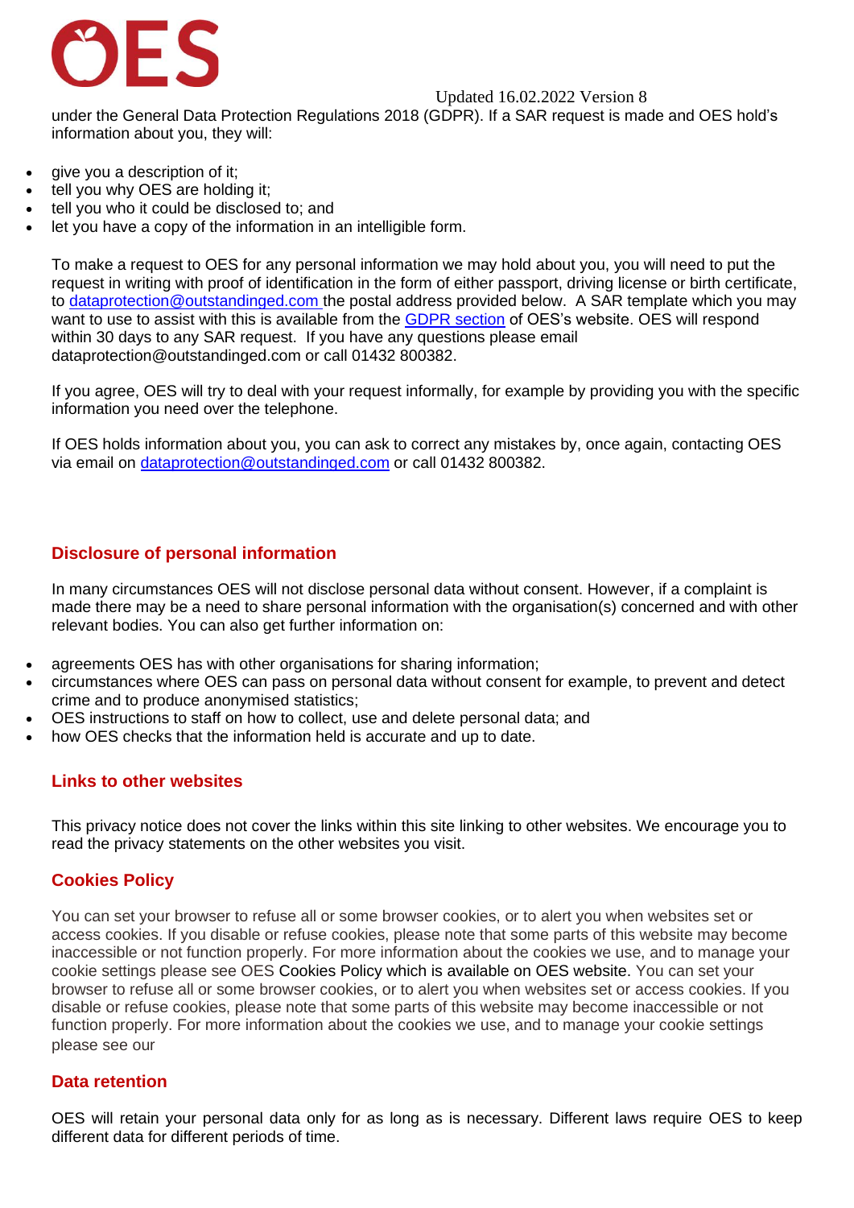under the General Data Protection Regulations 2018 (GDPR). If a SAR request is made and OES hold's information about you, they will:

- give you a description of it;
- tell you why OES are holding it;
- tell you who it could be disclosed to; and
- let you have a copy of the information in an intelligible form.

To make a request to OES for any personal information we may hold about you, you will need to put the request in writing with proof of identification in the form of either passport, driving license or birth certificate, to dataprotection@outstandinged.com the postal address provided below. A SAR template which you may want to use to assist with this is available from the GDPR section of OES's website. OES will respond within 30 days to any SAR request. If you have any questions please email dataprotection@outstandinged.com or call 01432 800382.

If you agree, OES will try to deal with your request informally, for example by providing you with the specific information you need over the telephone.

If OES holds information about you, you can ask to correct any mistakes by, once again, contacting OES via email on dataprotection@outstandinged.com or call 01432 800382.

## Disclosure of personal information

In many circumstances OES will not disclose personal data without consent. However, if a complaint is made there may be a need to share personal information with the organisation(s) concerned and with other relevant bodies. You can also get further information on:

- agreements OES has with other organisations for sharing information;
- circumstances where OES can pass on personal data without consent for example, to prevent and detect crime and to produce anonymised statistics;
- OES instructions to staff on how to collect, use and delete personal data; and
- how OES checks that the information held is accurate and up to date.

## Links to other websites

This privacy notice does not cover the links within this site linking to other websites. We encourage you to read the privacy statements on the other websites you visit.

## Cookies Policy

You can set your browser to refuse all or some browser cookies, or to alert you when websites set or access cookies. If you disable or refuse cookies, please note that some parts of this website may become inaccessible or not function properly. For more information about the cookies we use, and to manage your cookie settings please see OES Cookies Policy which is available on OES website. You can set your browser to refuse all or some browser cookies, or to alert you when websites set or access cookies. If you disable or refuse cookies, please note that some parts of this website may become inaccessible or not function properly. For more information about the cookies we use, and to manage your cookie settings please see our

## Data retention

OES will retain your personal data only for as long as is necessary. Different laws require OES to keep different data for different periods of time.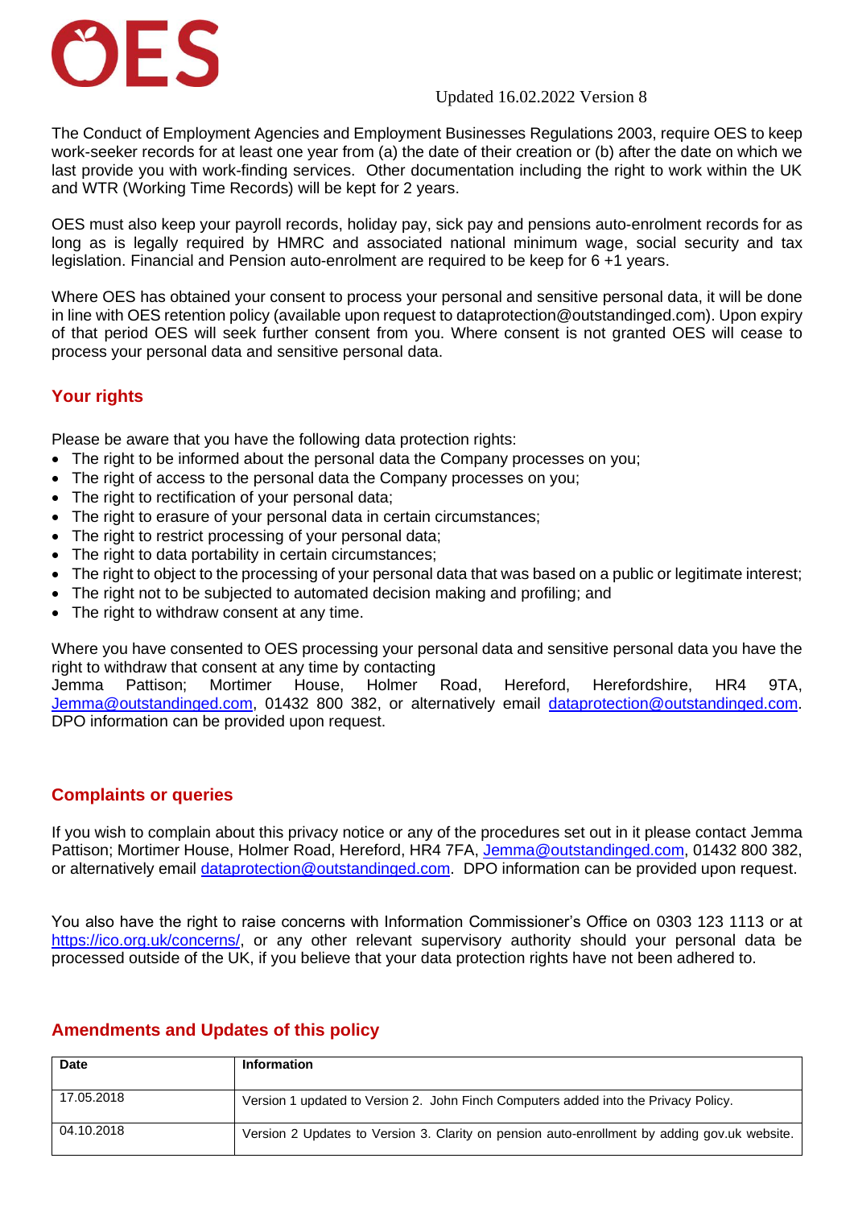Updated 16.02.2022 Version 8

The Conduct of Employment Agencies and Employment Businesses Regulations 2003, require OES to keep work-seeker records for at least one year from (a) the date of their creation or (b) after the date on which we last provide you with work-finding services. Other documentation including the right to work within the UK and WTR (Working Time Records) will be kept for 2 years.

OES must also keep your payroll records, holiday pay, sick pay and pensions auto-enrolment records for as long as is legally required by HMRC and associated national minimum wage, social security and tax legislation. Financial and Pension auto-enrolment are required to be keep for 6 +1 years.

Where OES has obtained your consent to process your personal and sensitive personal data, it will be done in line with OES retention policy (available upon request to dataprotection@outstandinged.com). Upon expiry of that period OES will seek further consent from you. Where consent is not granted OES will cease to process your personal data and sensitive personal data.

## Your rights

Please be aware that you have the following data protection rights:

- The right to be informed about the personal data the Company processes on you;
- The right of access to the personal data the Company processes on you;
- The right to rectification of your personal data;
- The right to erasure of your personal data in certain circumstances;
- The right to restrict processing of your personal data;
- The right to data portability in certain circumstances;
- The right to object to the processing of your personal data that was based on a public or legitimate interest;
- The right not to be subjected to automated decision making and profiling; and
- The right to withdraw consent at any time.

Where you have consented to OES processing your personal data and sensitive personal data you have the right to withdraw that consent at any time by contacting Jemma Pattison; Mortimer House, Holmer Road, Hereford, Herefordshire, HR4 9TA, Jemma@outstandinged.com, 01432 800 382, or alternatively email dataprotection@outstandinged.com. DPO information can be provided upon request.

## Complaints or queries

If you wish to complain about this privacy notice or any of the procedures set out in it please contact Jemma Pattison; Mortimer House, Holmer Road, Hereford, HR4 7FA, Jemma@outstandinged.com, 01432 800 382, or alternatively email dataprotection@outstandinged.com. DPO information can be provided upon request.

You also have the right to raise concerns with Information Commissioner's Office on 0303 123 1113 or at https://ico.org.uk/concerns/, or any other relevant supervisory authority should your personal data be processed outside of the UK, if you believe that your data protection rights have not been adhered to.

## Amendments and Updates of this policy

| Date | Information |
|---|---|
| 17.05.2018 | Version 1 updated to Version 2. John Finch Computers added into the Privacy Policy. |
| 04.10.2018 | Version 2 Updates to Version 3. Clarity on pension auto-enrollment by adding gov.uk website. |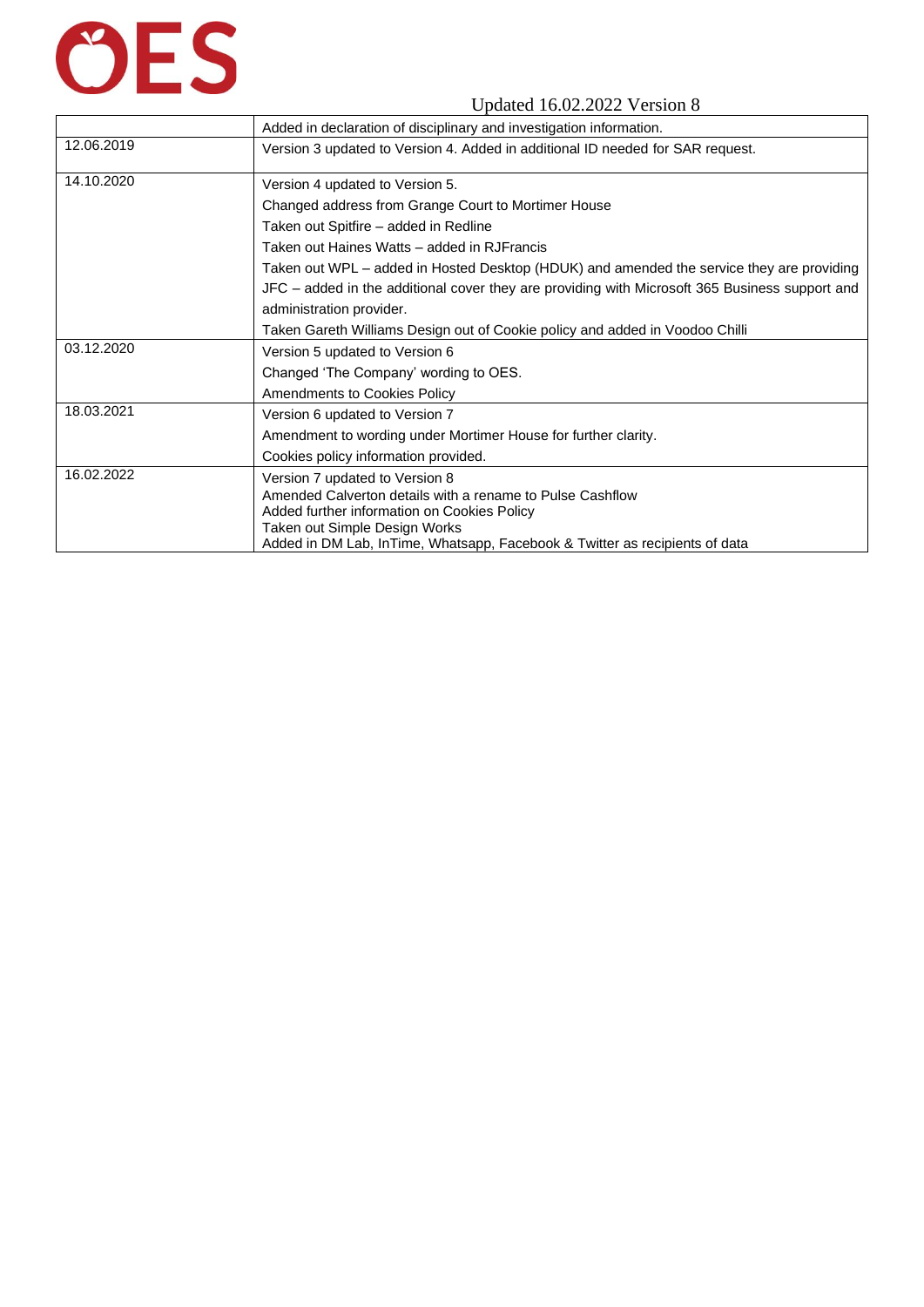| | |
|---|---|
| | Added in declaration of disciplinary and investigation information. |
| 12.06.2019 | Version 3 updated to Version 4. Added in additional ID needed for SAR request. |
| 14.10.2020 | Version 4 updated to Version 5.<br>Changed address from Grange Court to Mortimer House<br>Taken out Spitfire – added in Redline<br>Taken out Haines Watts – added in RJFrancis<br>Taken out WPL – added in Hosted Desktop (HDUK) and amended the service they are providing<br>JFC – added in the additional cover they are providing with Microsoft 365 Business support and administration provider.<br>Taken Gareth Williams Design out of Cookie policy and added in Voodoo Chilli |
| 03.12.2020 | Version 5 updated to Version 6<br>Changed 'The Company' wording to OES.<br>Amendments to Cookies Policy |
| 18.03.2021 | Version 6 updated to Version 7<br>Amendment to wording under Mortimer House for further clarity.<br>Cookies policy information provided. |
| 16.02.2022 | Version 7 updated to Version 8<br>Amended Calverton details with a rename to Pulse Cashflow<br>Added further information on Cookies Policy<br>Taken out Simple Design Works<br>Added in DM Lab, InTime, Whatsapp, Facebook & Twitter as recipients of data |